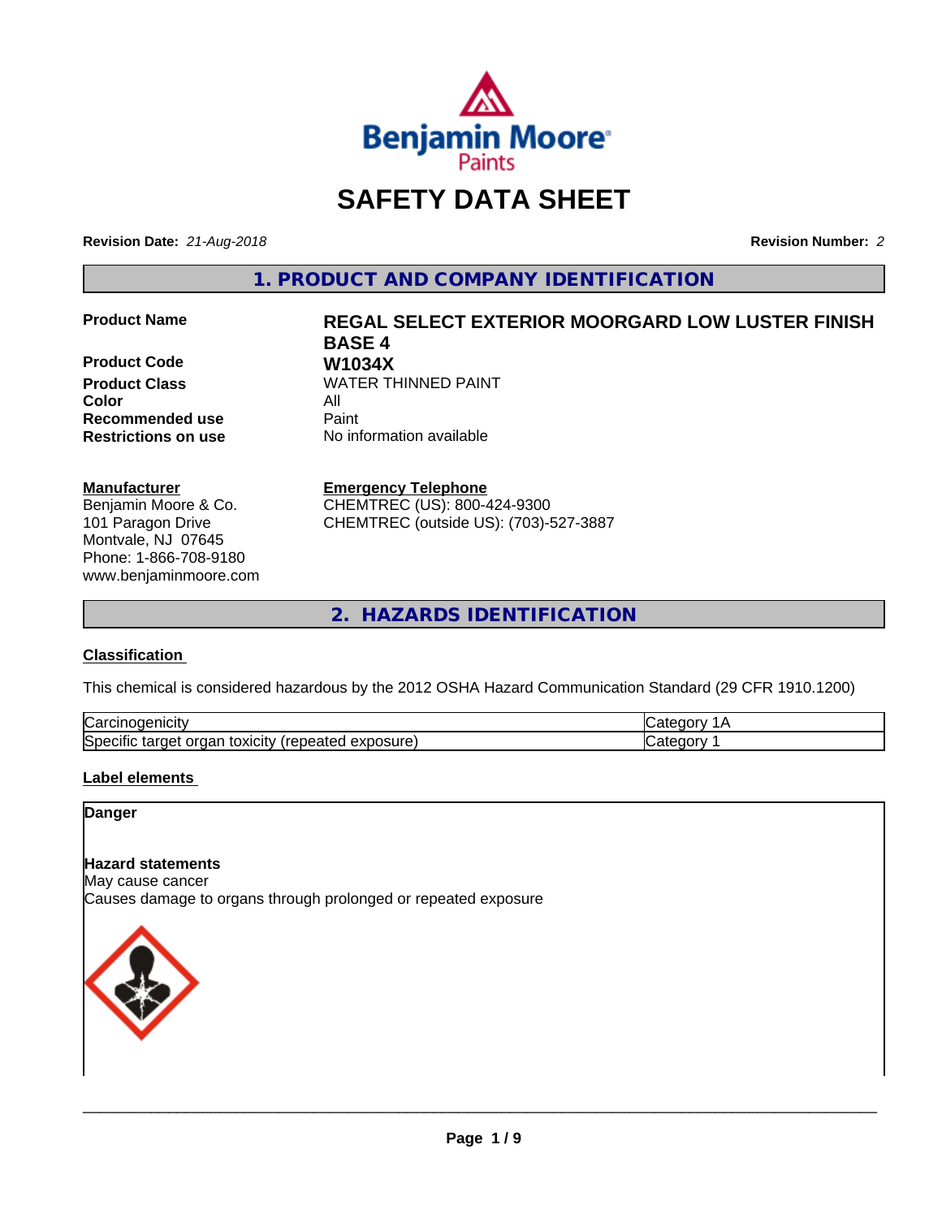# SAFETY DATA SHEET

**Revision Date:** *21-Aug-2018* **Revision Number:** *2*

## 1. PRODUCT AND COMPANY IDENTIFICATION

| | |
|---|---|
| **Product Name** | **REGAL SELECT EXTERIOR MOORGARD LOW LUSTER FINISH BASE 4** |
| **Product Code** | **W1034X** |
| **Product Class** | WATER THINNED PAINT |
| **Color** | All |
| **Recommended use** | Paint |
| **Restrictions on use** | No information available |

**Manufacturer**
Benjamin Moore & Co.
101 Paragon Drive
Montvale, NJ 07645
Phone: 1-866-708-9180
www.benjaminmoore.com

**Emergency Telephone**
CHEMTREC (US): 800-424-9300
CHEMTREC (outside US): (703)-527-3887

## 2. HAZARDS IDENTIFICATION

**Classification**

This chemical is considered hazardous by the 2012 OSHA Hazard Communication Standard (29 CFR 1910.1200)

| | |
|---|---|
| Carcinogenicity | Category 1A |
| Specific target organ toxicity (repeated exposure) | Category 1 |

**Label elements**

**Danger**

**Hazard statements**
May cause cancer
Causes damage to organs through prolonged or repeated exposure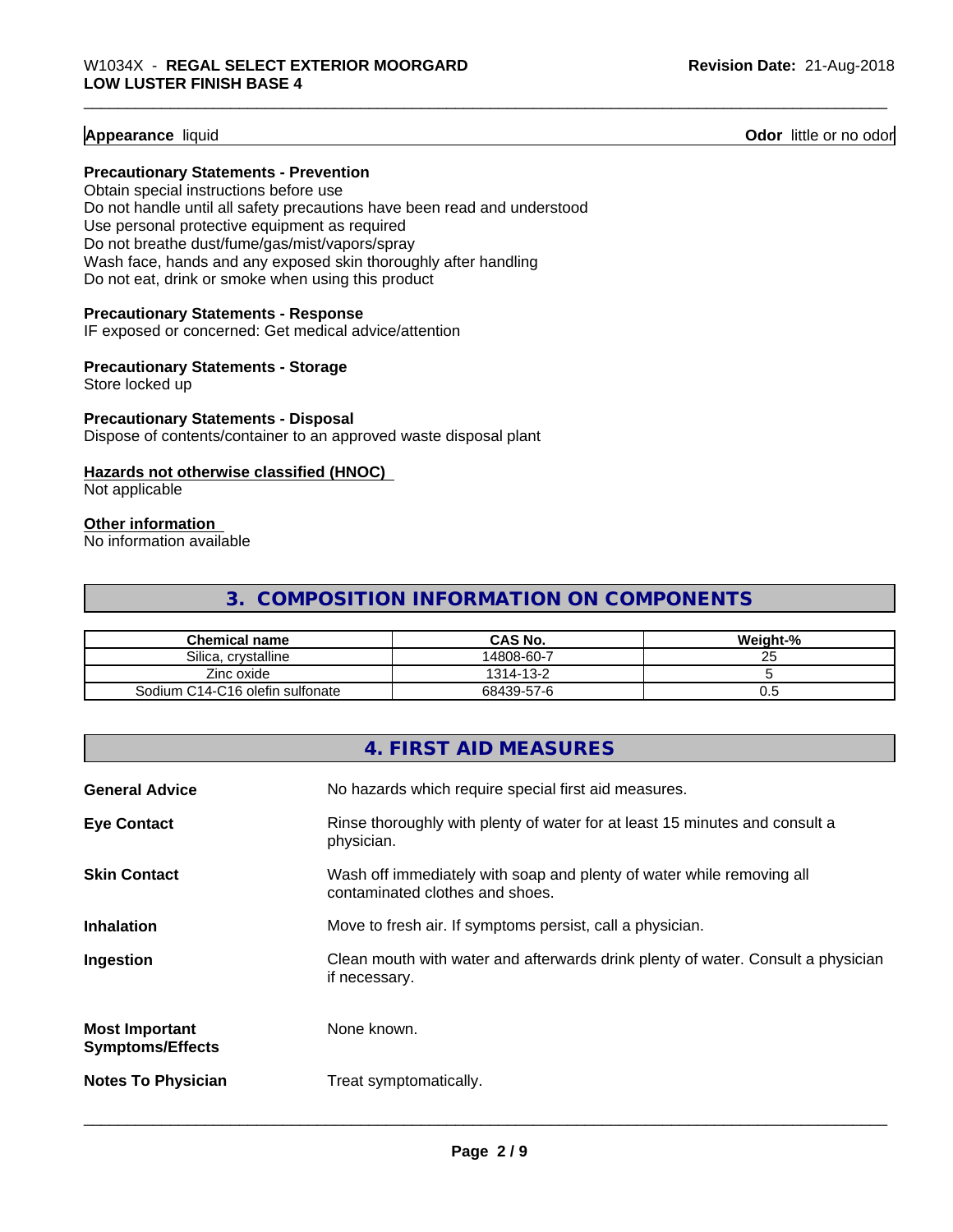**Appearance** liquid **Odor** little or no odor

**Precautionary Statements - Prevention**
Obtain special instructions before use
Do not handle until all safety precautions have been read and understood
Use personal protective equipment as required
Do not breathe dust/fume/gas/mist/vapors/spray
Wash face, hands and any exposed skin thoroughly after handling
Do not eat, drink or smoke when using this product

**Precautionary Statements - Response**
IF exposed or concerned: Get medical advice/attention

**Precautionary Statements - Storage**
Store locked up

**Precautionary Statements - Disposal**
Dispose of contents/container to an approved waste disposal plant

**Hazards not otherwise classified (HNOC)**
Not applicable

**Other information**
No information available

## 3. COMPOSITION INFORMATION ON COMPONENTS

| Chemical name | CAS No. | Weight-% |
|---|---|---|
| Silica, crystalline | 14808-60-7 | 25 |
| Zinc oxide | 1314-13-2 | 5 |
| Sodium C14-C16 olefin sulfonate | 68439-57-6 | 0.5 |

## 4. FIRST AID MEASURES

**General Advice** No hazards which require special first aid measures.

**Eye Contact** Rinse thoroughly with plenty of water for at least 15 minutes and consult a physician.

**Skin Contact** Wash off immediately with soap and plenty of water while removing all contaminated clothes and shoes.

**Inhalation** Move to fresh air. If symptoms persist, call a physician.

**Ingestion** Clean mouth with water and afterwards drink plenty of water. Consult a physician if necessary.

**Most Important Symptoms/Effects** None known.

**Notes To Physician** Treat symptomatically.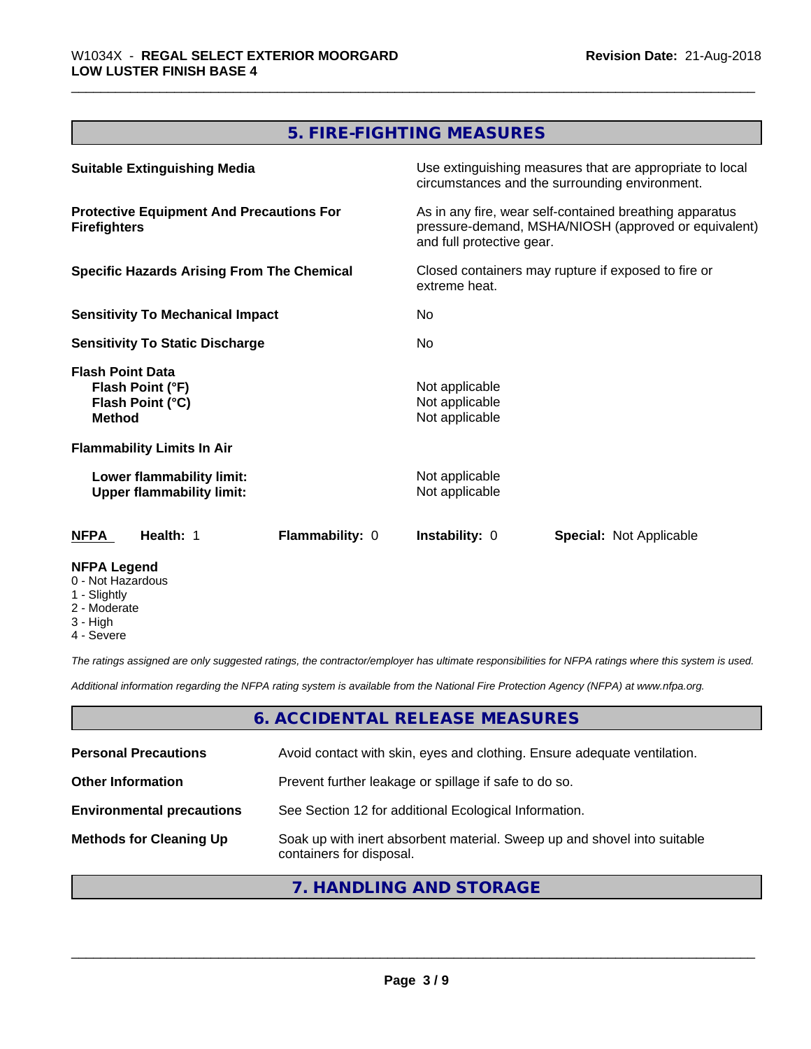## 5. FIRE-FIGHTING MEASURES

| | |
|---|---|
| **Suitable Extinguishing Media** | Use extinguishing measures that are appropriate to local circumstances and the surrounding environment. |
| **Protective Equipment And Precautions For Firefighters** | As in any fire, wear self-contained breathing apparatus pressure-demand, MSHA/NIOSH (approved or equivalent) and full protective gear. |
| **Specific Hazards Arising From The Chemical** | Closed containers may rupture if exposed to fire or extreme heat. |
| **Sensitivity To Mechanical Impact** | No |
| **Sensitivity To Static Discharge** | No |
| **Flash Point Data** | |
| **Flash Point (°F)** | Not applicable |
| **Flash Point (°C)** | Not applicable |
| **Method** | Not applicable |
| **Flammability Limits In Air** | |
| **Lower flammability limit:** | Not applicable |
| **Upper flammability limit:** | Not applicable |

| **NFPA** | **Health:** 1 | **Flammability:** 0 | **Instability:** 0 | **Special:** Not Applicable |
|---|---|---|---|---|

**NFPA Legend**
- 0 - Not Hazardous
- 1 - Slightly
- 2 - Moderate
- 3 - High
- 4 - Severe

*The ratings assigned are only suggested ratings, the contractor/employer has ultimate responsibilities for NFPA ratings where this system is used.*

*Additional information regarding the NFPA rating system is available from the National Fire Protection Agency (NFPA) at www.nfpa.org.*

## 6. ACCIDENTAL RELEASE MEASURES

| | |
|---|---|
| **Personal Precautions** | Avoid contact with skin, eyes and clothing. Ensure adequate ventilation. |
| **Other Information** | Prevent further leakage or spillage if safe to do so. |
| **Environmental precautions** | See Section 12 for additional Ecological Information. |
| **Methods for Cleaning Up** | Soak up with inert absorbent material. Sweep up and shovel into suitable containers for disposal. |

## 7. HANDLING AND STORAGE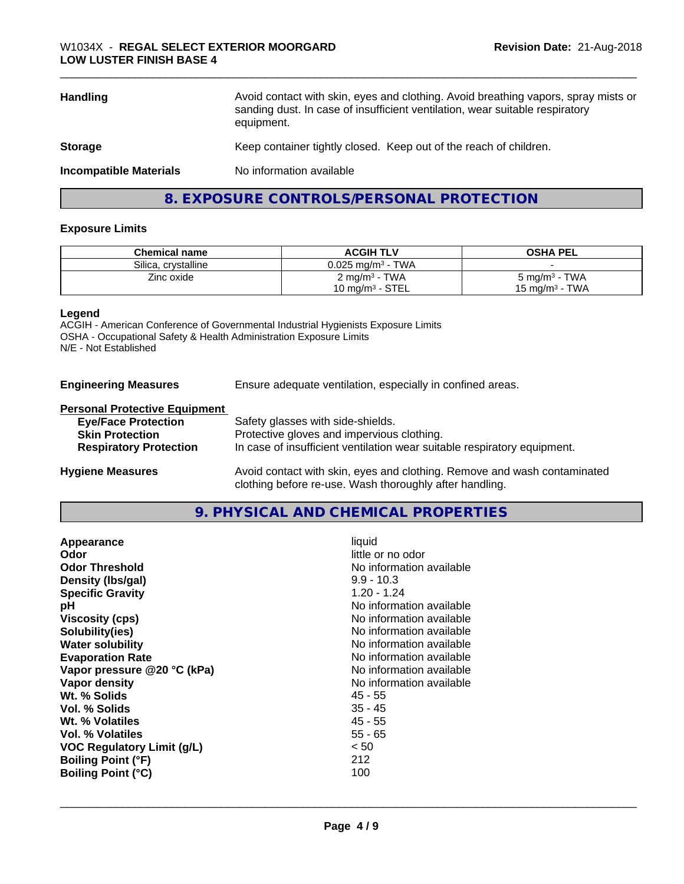| | |
|---|---|
| **Handling** | Avoid contact with skin, eyes and clothing. Avoid breathing vapors, spray mists or sanding dust. In case of insufficient ventilation, wear suitable respiratory equipment. |
| **Storage** | Keep container tightly closed. Keep out of the reach of children. |
| **Incompatible Materials** | No information available |

## 8. EXPOSURE CONTROLS/PERSONAL PROTECTION

### Exposure Limits

| Chemical name | ACGIH TLV | OSHA PEL |
|---|---|---|
| Silica, crystalline | 0.025 mg/m³ - TWA | - |
| Zinc oxide | 2 mg/m³ - TWA<br>10 mg/m³ - STEL | 5 mg/m³ - TWA<br>15 mg/m³ - TWA |

**Legend**
ACGIH - American Conference of Governmental Industrial Hygienists Exposure Limits
OSHA - Occupational Safety & Health Administration Exposure Limits
N/E - Not Established

**Engineering Measures** Ensure adequate ventilation, especially in confined areas.

**Personal Protective Equipment**

| | |
|---|---|
| **Eye/Face Protection** | Safety glasses with side-shields. |
| **Skin Protection** | Protective gloves and impervious clothing. |
| **Respiratory Protection** | In case of insufficient ventilation wear suitable respiratory equipment. |

**Hygiene Measures** Avoid contact with skin, eyes and clothing. Remove and wash contaminated clothing before re-use. Wash thoroughly after handling.

## 9. PHYSICAL AND CHEMICAL PROPERTIES

| | |
|---|---|
| **Appearance** | liquid |
| **Odor** | little or no odor |
| **Odor Threshold** | No information available |
| **Density (lbs/gal)** | 9.9 - 10.3 |
| **Specific Gravity** | 1.20 - 1.24 |
| **pH** | No information available |
| **Viscosity (cps)** | No information available |
| **Solubility(ies)** | No information available |
| **Water solubility** | No information available |
| **Evaporation Rate** | No information available |
| **Vapor pressure @20 °C (kPa)** | No information available |
| **Vapor density** | No information available |
| **Wt. % Solids** | 45 - 55 |
| **Vol. % Solids** | 35 - 45 |
| **Wt. % Volatiles** | 45 - 55 |
| **Vol. % Volatiles** | 55 - 65 |
| **VOC Regulatory Limit (g/L)** | < 50 |
| **Boiling Point (°F)** | 212 |
| **Boiling Point (°C)** | 100 |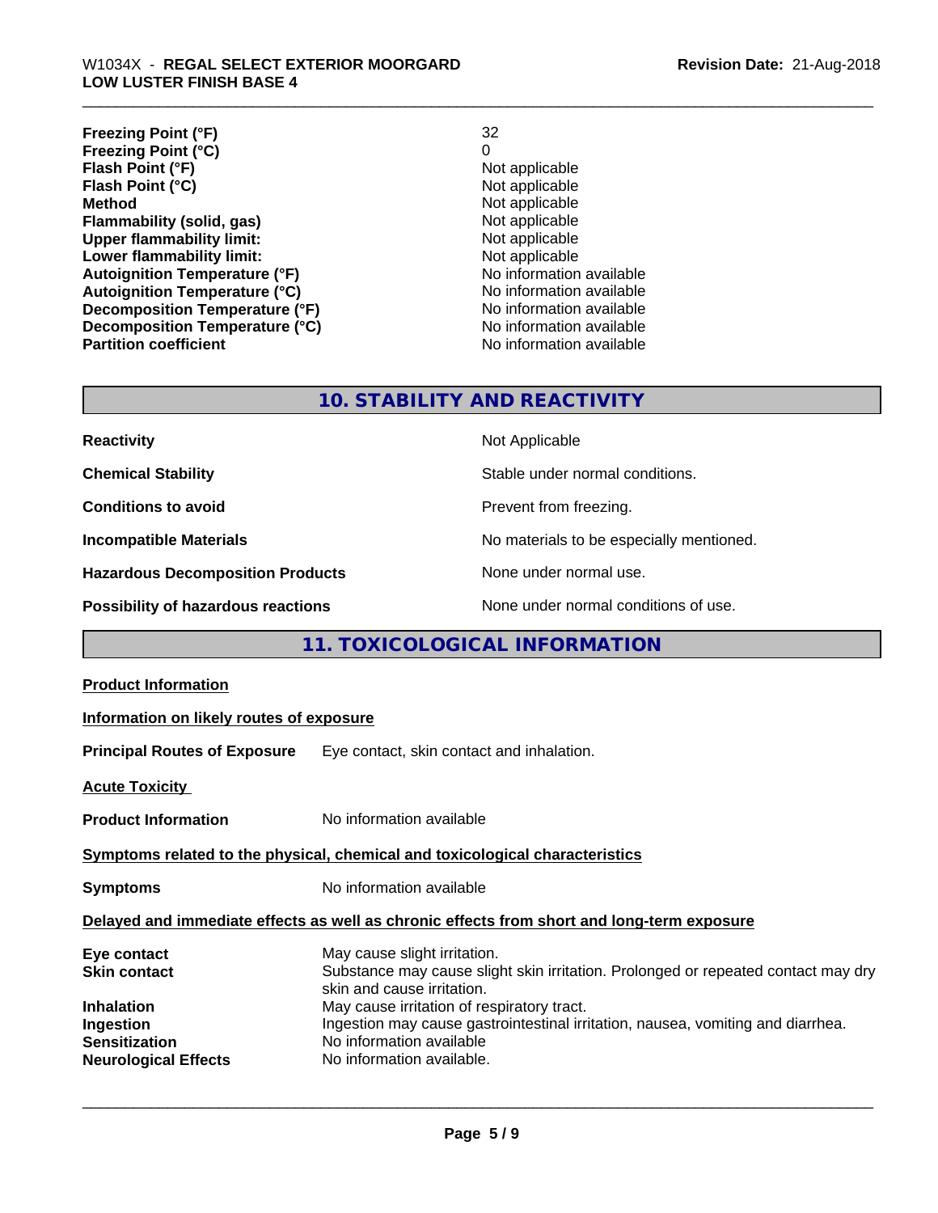| | |
|---|---|
| **Freezing Point (°F)** | 32 |
| **Freezing Point (°C)** | 0 |
| **Flash Point (°F)** | Not applicable |
| **Flash Point (°C)** | Not applicable |
| **Method** | Not applicable |
| **Flammability (solid, gas)** | Not applicable |
| **Upper flammability limit:** | Not applicable |
| **Lower flammability limit:** | Not applicable |
| **Autoignition Temperature (°F)** | No information available |
| **Autoignition Temperature (°C)** | No information available |
| **Decomposition Temperature (°F)** | No information available |
| **Decomposition Temperature (°C)** | No information available |
| **Partition coefficient** | No information available |

## 10. STABILITY AND REACTIVITY

| | |
|---|---|
| **Reactivity** | Not Applicable |
| **Chemical Stability** | Stable under normal conditions. |
| **Conditions to avoid** | Prevent from freezing. |
| **Incompatible Materials** | No materials to be especially mentioned. |
| **Hazardous Decomposition Products** | None under normal use. |
| **Possibility of hazardous reactions** | None under normal conditions of use. |

## 11. TOXICOLOGICAL INFORMATION

**Product Information**

**Information on likely routes of exposure**

**Principal Routes of Exposure** Eye contact, skin contact and inhalation.

**Acute Toxicity**

**Product Information** No information available

**Symptoms related to the physical, chemical and toxicological characteristics**

**Symptoms** No information available

**Delayed and immediate effects as well as chronic effects from short and long-term exposure**

| | |
|---|---|
| **Eye contact** | May cause slight irritation. |
| **Skin contact** | Substance may cause slight skin irritation. Prolonged or repeated contact may dry skin and cause irritation. |
| **Inhalation** | May cause irritation of respiratory tract. |
| **Ingestion** | Ingestion may cause gastrointestinal irritation, nausea, vomiting and diarrhea. |
| **Sensitization** | No information available |
| **Neurological Effects** | No information available. |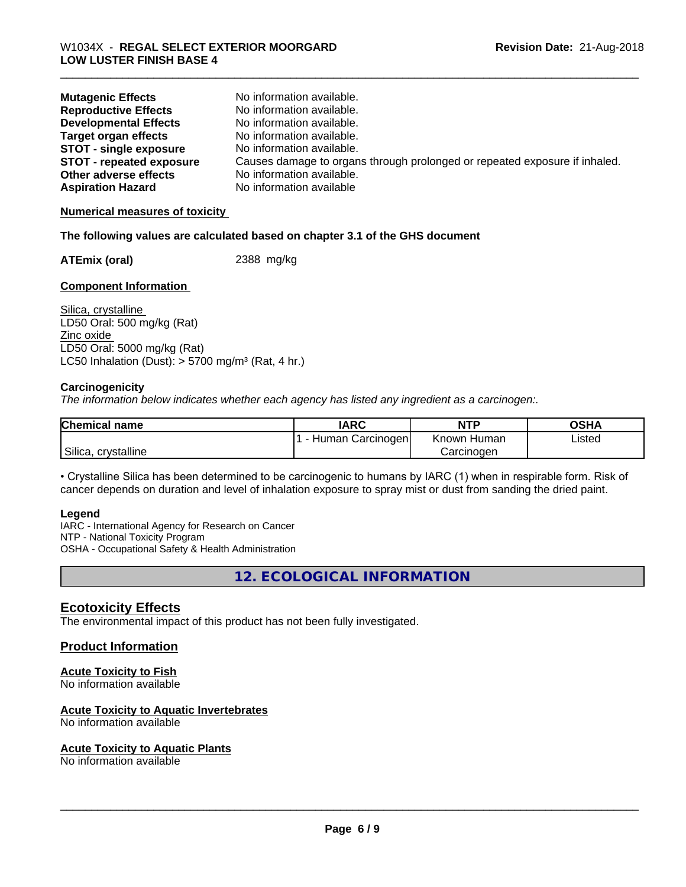| | |
|---|---|
| **Mutagenic Effects** | No information available. |
| **Reproductive Effects** | No information available. |
| **Developmental Effects** | No information available. |
| **Target organ effects** | No information available. |
| **STOT - single exposure** | No information available. |
| **STOT - repeated exposure** | Causes damage to organs through prolonged or repeated exposure if inhaled. |
| **Other adverse effects** | No information available. |
| **Aspiration Hazard** | No information available |

**Numerical measures of toxicity**

**The following values are calculated based on chapter 3.1 of the GHS document**

**ATEmix (oral)** 2388 mg/kg

**Component Information**

Silica, crystalline
LD50 Oral: 500 mg/kg (Rat)
Zinc oxide
LD50 Oral: 5000 mg/kg (Rat)
LC50 Inhalation (Dust): > 5700 mg/m³ (Rat, 4 hr.)

**Carcinogenicity**

*The information below indicates whether each agency has listed any ingredient as a carcinogen:.*

| Chemical name | IARC | NTP | OSHA |
|---|---|---|---|
| Silica, crystalline | 1 - Human Carcinogen | Known Human Carcinogen | Listed |

• Crystalline Silica has been determined to be carcinogenic to humans by IARC (1) when in respirable form. Risk of cancer depends on duration and level of inhalation exposure to spray mist or dust from sanding the dried paint.

**Legend**
IARC - International Agency for Research on Cancer
NTP - National Toxicity Program
OSHA - Occupational Safety & Health Administration

## 12. ECOLOGICAL INFORMATION

### Ecotoxicity Effects

The environmental impact of this product has not been fully investigated.

### Product Information

**Acute Toxicity to Fish**
No information available

**Acute Toxicity to Aquatic Invertebrates**
No information available

**Acute Toxicity to Aquatic Plants**
No information available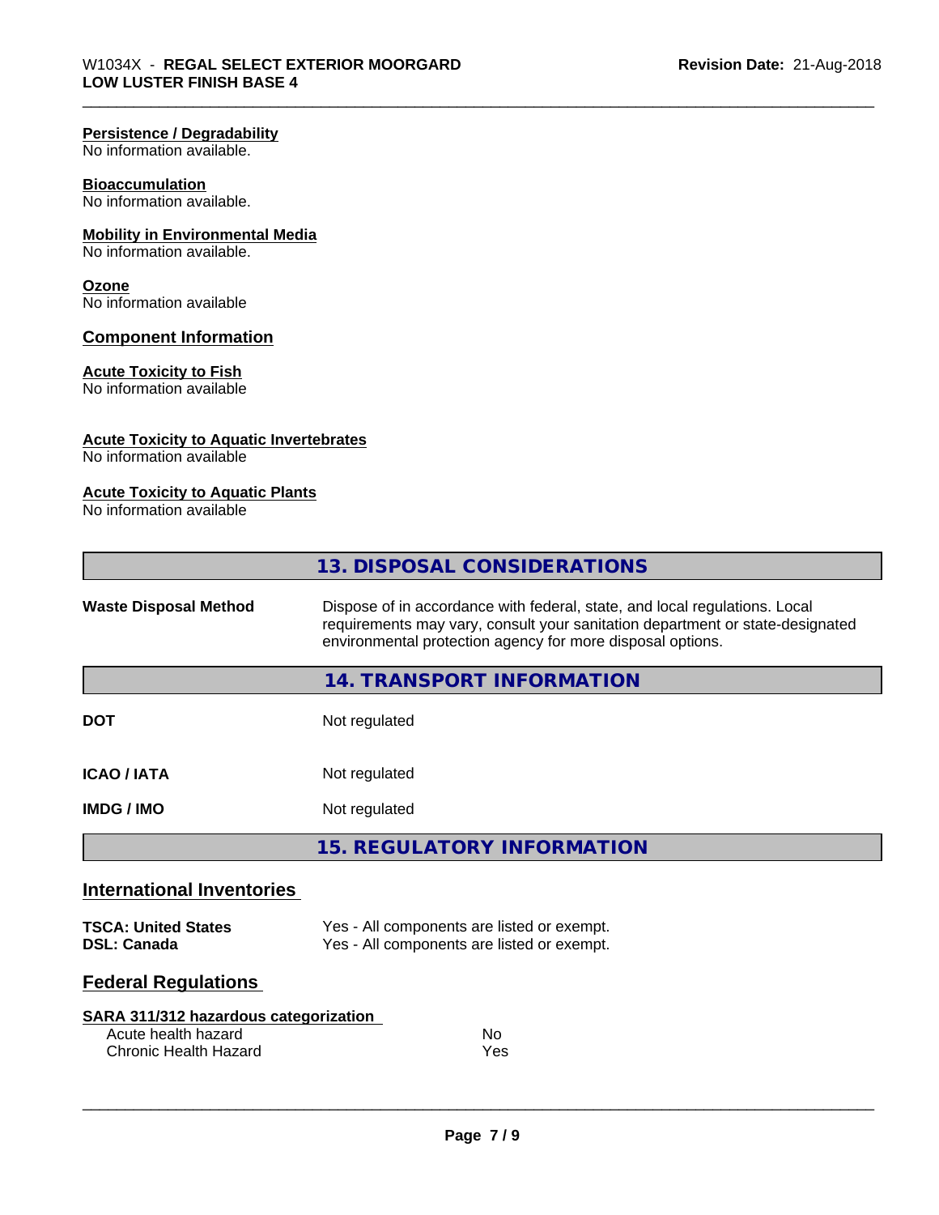**Persistence / Degradability**
No information available.

**Bioaccumulation**
No information available.

**Mobility in Environmental Media**
No information available.

**Ozone**
No information available

### Component Information

**Acute Toxicity to Fish**
No information available

**Acute Toxicity to Aquatic Invertebrates**
No information available

**Acute Toxicity to Aquatic Plants**
No information available

## 13. DISPOSAL CONSIDERATIONS

| | |
|---|---|
| **Waste Disposal Method** | Dispose of in accordance with federal, state, and local regulations. Local requirements may vary, consult your sanitation department or state-designated environmental protection agency for more disposal options. |

## 14. TRANSPORT INFORMATION

| | |
|---|---|
| **DOT** | Not regulated |
| **ICAO / IATA** | Not regulated |
| **IMDG / IMO** | Not regulated |

## 15. REGULATORY INFORMATION

### International Inventories

| | |
|---|---|
| **TSCA: United States** | Yes - All components are listed or exempt. |
| **DSL: Canada** | Yes - All components are listed or exempt. |

### Federal Regulations

**SARA 311/312 hazardous categorization**

| | |
|---|---|
| Acute health hazard | No |
| Chronic Health Hazard | Yes |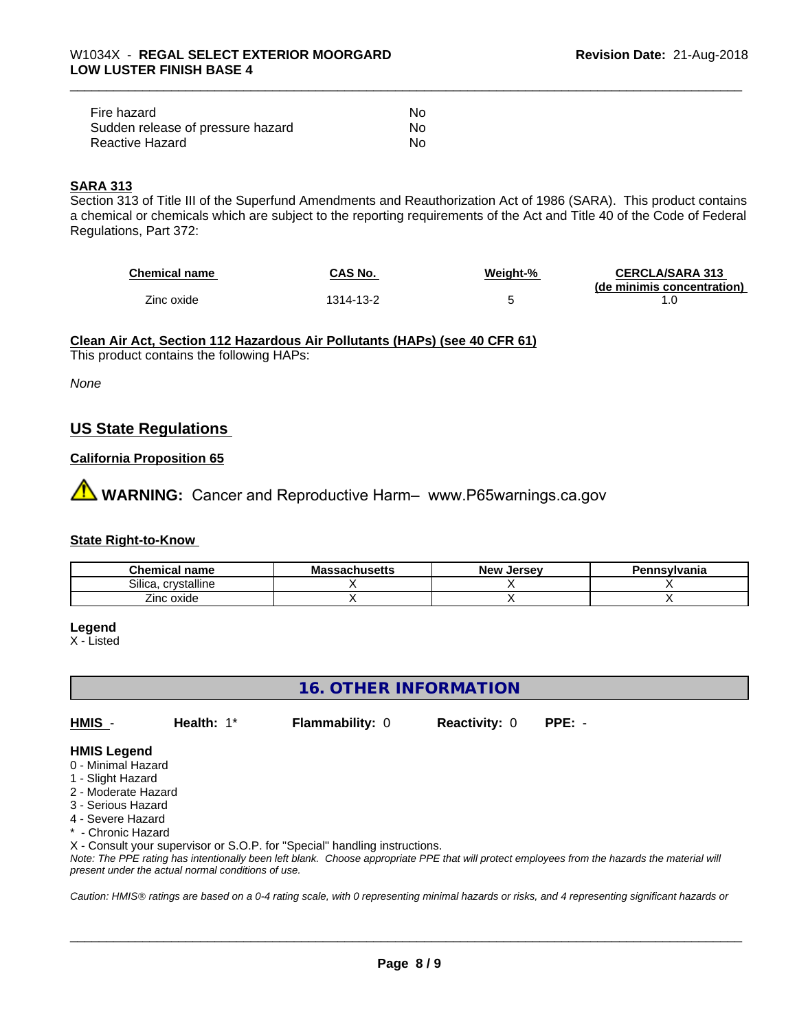| | |
|---|---|
| Fire hazard | No |
| Sudden release of pressure hazard | No |
| Reactive Hazard | No |

**SARA 313**

Section 313 of Title III of the Superfund Amendments and Reauthorization Act of 1986 (SARA). This product contains a chemical or chemicals which are subject to the reporting requirements of the Act and Title 40 of the Code of Federal Regulations, Part 372:

| Chemical name | CAS No. | Weight-% | CERCLA/SARA 313 (de minimis concentration) |
|---|---|---|---|
| Zinc oxide | 1314-13-2 | 5 | 1.0 |

**Clean Air Act, Section 112 Hazardous Air Pollutants (HAPs) (see 40 CFR 61)**

This product contains the following HAPs:

*None*

## US State Regulations

**California Proposition 65**

**WARNING:** Cancer and Reproductive Harm– www.P65warnings.ca.gov

**State Right-to-Know**

| Chemical name | Massachusetts | New Jersey | Pennsylvania |
|---|---|---|---|
| Silica, crystalline | X | X | X |
| Zinc oxide | X | X | X |

**Legend**

X - Listed

## 16. OTHER INFORMATION

**HMIS** - **Health:** 1* **Flammability:** 0 **Reactivity:** 0 **PPE:** -

**HMIS Legend**

0 - Minimal Hazard
1 - Slight Hazard
2 - Moderate Hazard
3 - Serious Hazard
4 - Severe Hazard
* - Chronic Hazard
X - Consult your supervisor or S.O.P. for "Special" handling instructions.

*Note: The PPE rating has intentionally been left blank. Choose appropriate PPE that will protect employees from the hazards the material will present under the actual normal conditions of use.*

*Caution: HMIS® ratings are based on a 0-4 rating scale, with 0 representing minimal hazards or risks, and 4 representing significant hazards or*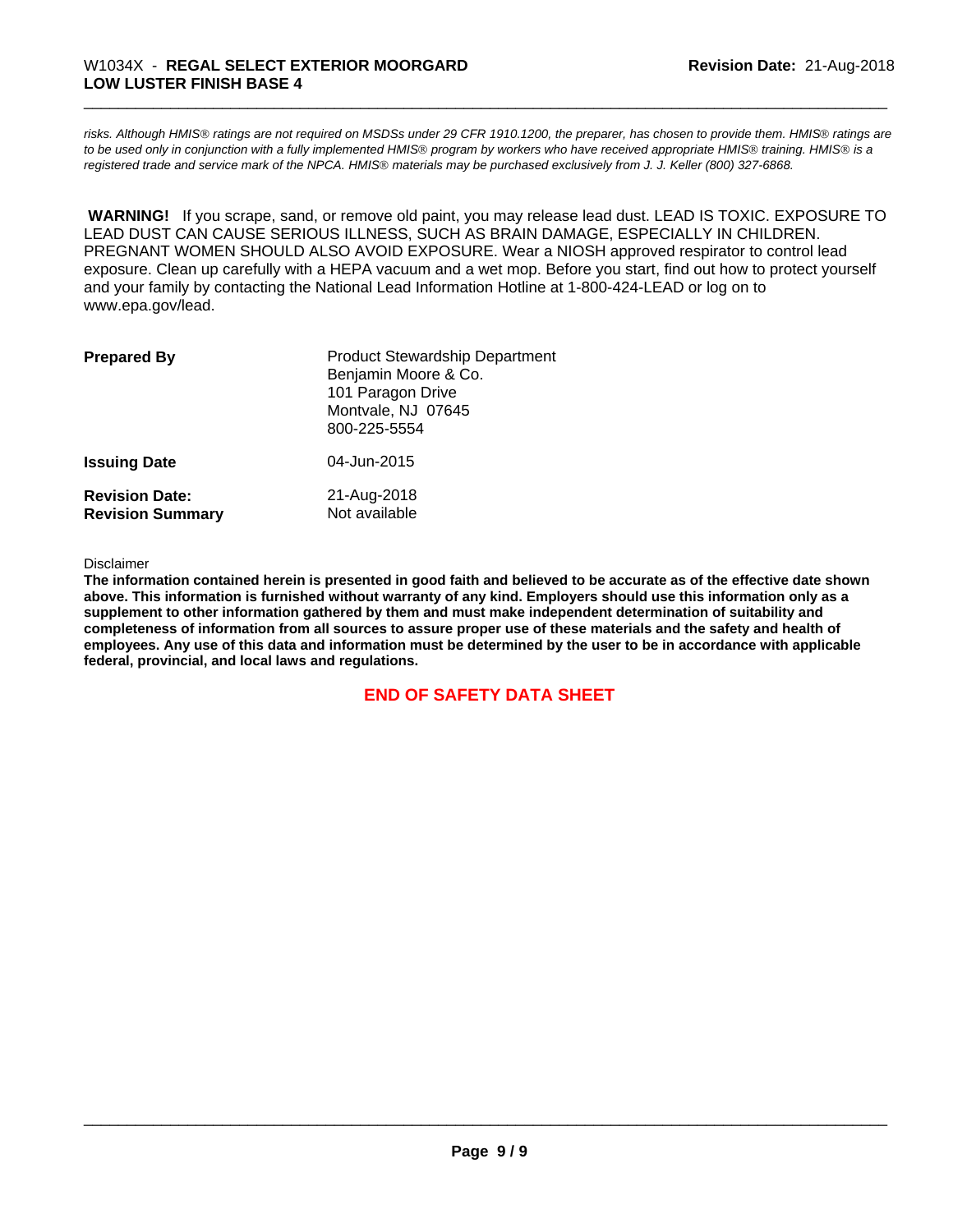*risks. Although HMIS® ratings are not required on MSDSs under 29 CFR 1910.1200, the preparer, has chosen to provide them. HMIS® ratings are to be used only in conjunction with a fully implemented HMIS® program by workers who have received appropriate HMIS® training. HMIS® is a registered trade and service mark of the NPCA. HMIS® materials may be purchased exclusively from J. J. Keller (800) 327-6868.*

**WARNING!** If you scrape, sand, or remove old paint, you may release lead dust. LEAD IS TOXIC. EXPOSURE TO LEAD DUST CAN CAUSE SERIOUS ILLNESS, SUCH AS BRAIN DAMAGE, ESPECIALLY IN CHILDREN. PREGNANT WOMEN SHOULD ALSO AVOID EXPOSURE. Wear a NIOSH approved respirator to control lead exposure. Clean up carefully with a HEPA vacuum and a wet mop. Before you start, find out how to protect yourself and your family by contacting the National Lead Information Hotline at 1-800-424-LEAD or log on to www.epa.gov/lead.

| | |
|---|---|
| **Prepared By** | Product Stewardship Department<br>Benjamin Moore & Co.<br>101 Paragon Drive<br>Montvale, NJ 07645<br>800-225-5554 |
| **Issuing Date** | 04-Jun-2015 |
| **Revision Date:** | 21-Aug-2018 |
| **Revision Summary** | Not available |

Disclaimer

**The information contained herein is presented in good faith and believed to be accurate as of the effective date shown above. This information is furnished without warranty of any kind. Employers should use this information only as a supplement to other information gathered by them and must make independent determination of suitability and completeness of information from all sources to assure proper use of these materials and the safety and health of employees. Any use of this data and information must be determined by the user to be in accordance with applicable federal, provincial, and local laws and regulations.**

**END OF SAFETY DATA SHEET**